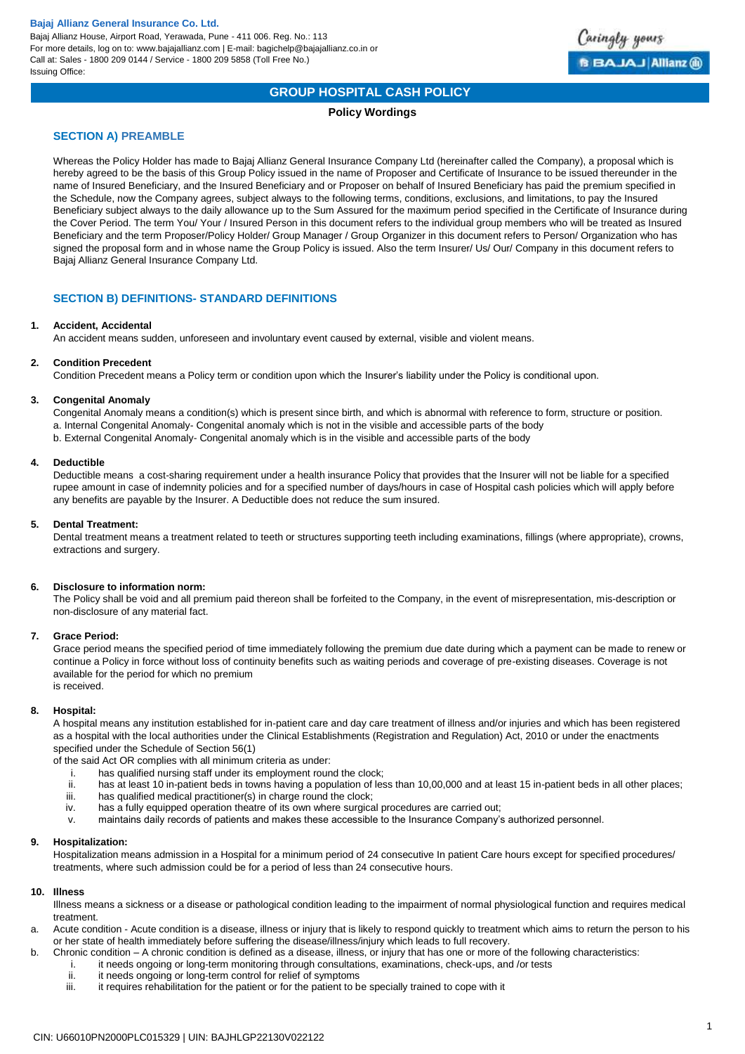**Bajaj Allianz General Insurance Co. Ltd.**
Bajaj Allianz House, Airport Road, Yerawada, Pune - 411 006. Reg. No.: 113
For more details, log on to: www.bajajallianz.com | E-mail: bagichelp@bajajallianz.co.in or
Call at: Sales - 1800 209 0144 / Service - 1800 209 5858 (Toll Free No.)
Issuing Office:

# GROUP HOSPITAL CASH POLICY

**Policy Wordings**

## SECTION A) PREAMBLE

Whereas the Policy Holder has made to Bajaj Allianz General Insurance Company Ltd (hereinafter called the Company), a proposal which is hereby agreed to be the basis of this Group Policy issued in the name of Proposer and Certificate of Insurance to be issued thereunder in the name of Insured Beneficiary, and the Insured Beneficiary and or Proposer on behalf of Insured Beneficiary has paid the premium specified in the Schedule, now the Company agrees, subject always to the following terms, conditions, exclusions, and limitations, to pay the Insured Beneficiary subject always to the daily allowance up to the Sum Assured for the maximum period specified in the Certificate of Insurance during the Cover Period. The term You/ Your / Insured Person in this document refers to the individual group members who will be treated as Insured Beneficiary and the term Proposer/Policy Holder/ Group Manager / Group Organizer in this document refers to Person/ Organization who has signed the proposal form and in whose name the Group Policy is issued. Also the term Insurer/ Us/ Our/ Company in this document refers to Bajaj Allianz General Insurance Company Ltd.

## SECTION B) DEFINITIONS- STANDARD DEFINITIONS

**1. Accident, Accidental**
An accident means sudden, unforeseen and involuntary event caused by external, visible and violent means.

**2. Condition Precedent**
Condition Precedent means a Policy term or condition upon which the Insurer's liability under the Policy is conditional upon.

**3. Congenital Anomaly**
Congenital Anomaly means a condition(s) which is present since birth, and which is abnormal with reference to form, structure or position.
a. Internal Congenital Anomaly- Congenital anomaly which is not in the visible and accessible parts of the body
b. External Congenital Anomaly- Congenital anomaly which is in the visible and accessible parts of the body

**4. Deductible**
Deductible means a cost-sharing requirement under a health insurance Policy that provides that the Insurer will not be liable for a specified rupee amount in case of indemnity policies and for a specified number of days/hours in case of Hospital cash policies which will apply before any benefits are payable by the Insurer. A Deductible does not reduce the sum insured.

**5. Dental Treatment:**
Dental treatment means a treatment related to teeth or structures supporting teeth including examinations, fillings (where appropriate), crowns, extractions and surgery.

**6. Disclosure to information norm:**
The Policy shall be void and all premium paid thereon shall be forfeited to the Company, in the event of misrepresentation, mis-description or non-disclosure of any material fact.

**7. Grace Period:**
Grace period means the specified period of time immediately following the premium due date during which a payment can be made to renew or continue a Policy in force without loss of continuity benefits such as waiting periods and coverage of pre-existing diseases. Coverage is not available for the period for which no premium is received.

**8. Hospital:**
A hospital means any institution established for in-patient care and day care treatment of illness and/or injuries and which has been registered as a hospital with the local authorities under the Clinical Establishments (Registration and Regulation) Act, 2010 or under the enactments specified under the Schedule of Section 56(1) of the said Act OR complies with all minimum criteria as under:

i. has qualified nursing staff under its employment round the clock;
ii. has at least 10 in-patient beds in towns having a population of less than 10,00,000 and at least 15 in-patient beds in all other places;
iii. has qualified medical practitioner(s) in charge round the clock;
iv. has a fully equipped operation theatre of its own where surgical procedures are carried out;
v. maintains daily records of patients and makes these accessible to the Insurance Company's authorized personnel.

**9. Hospitalization:**
Hospitalization means admission in a Hospital for a minimum period of 24 consecutive In patient Care hours except for specified procedures/ treatments, where such admission could be for a period of less than 24 consecutive hours.

**10. Illness**
Illness means a sickness or a disease or pathological condition leading to the impairment of normal physiological function and requires medical treatment.

a. Acute condition - Acute condition is a disease, illness or injury that is likely to respond quickly to treatment which aims to return the person to his or her state of health immediately before suffering the disease/illness/injury which leads to full recovery.
b. Chronic condition – A chronic condition is defined as a disease, illness, or injury that has one or more of the following characteristics:
   i. it needs ongoing or long-term monitoring through consultations, examinations, check-ups, and /or tests
   ii. it needs ongoing or long-term control for relief of symptoms
   iii. it requires rehabilitation for the patient or for the patient to be specially trained to cope with it

CIN: U66010PN2000PLC015329 | UIN: BAJHLGP22130V022122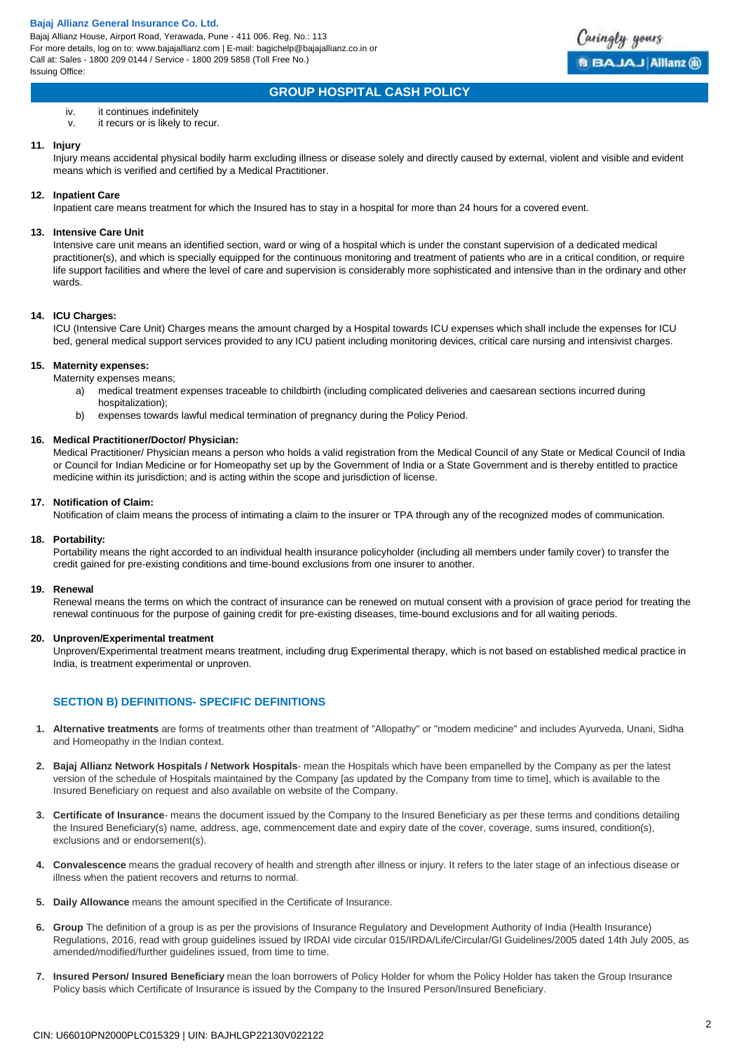iv. it continues indefinitely
v. it recurs or is likely to recur.

**11. Injury**

Injury means accidental physical bodily harm excluding illness or disease solely and directly caused by external, violent and visible and evident means which is verified and certified by a Medical Practitioner.

**12. Inpatient Care**

Inpatient care means treatment for which the Insured has to stay in a hospital for more than 24 hours for a covered event.

**13. Intensive Care Unit**

Intensive care unit means an identified section, ward or wing of a hospital which is under the constant supervision of a dedicated medical practitioner(s), and which is specially equipped for the continuous monitoring and treatment of patients who are in a critical condition, or require life support facilities and where the level of care and supervision is considerably more sophisticated and intensive than in the ordinary and other wards.

**14. ICU Charges:**

ICU (Intensive Care Unit) Charges means the amount charged by a Hospital towards ICU expenses which shall include the expenses for ICU bed, general medical support services provided to any ICU patient including monitoring devices, critical care nursing and intensivist charges.

**15. Maternity expenses:**

Maternity expenses means;

a) medical treatment expenses traceable to childbirth (including complicated deliveries and caesarean sections incurred during hospitalization);

b) expenses towards lawful medical termination of pregnancy during the Policy Period.

**16. Medical Practitioner/Doctor/ Physician:**

Medical Practitioner/ Physician means a person who holds a valid registration from the Medical Council of any State or Medical Council of India or Council for Indian Medicine or for Homeopathy set up by the Government of India or a State Government and is thereby entitled to practice medicine within its jurisdiction; and is acting within the scope and jurisdiction of license.

**17. Notification of Claim:**

Notification of claim means the process of intimating a claim to the insurer or TPA through any of the recognized modes of communication.

**18. Portability:**

Portability means the right accorded to an individual health insurance policyholder (including all members under family cover) to transfer the credit gained for pre-existing conditions and time-bound exclusions from one insurer to another.

**19. Renewal**

Renewal means the terms on which the contract of insurance can be renewed on mutual consent with a provision of grace period for treating the renewal continuous for the purpose of gaining credit for pre-existing diseases, time-bound exclusions and for all waiting periods.

**20. Unproven/Experimental treatment**

Unproven/Experimental treatment means treatment, including drug Experimental therapy, which is not based on established medical practice in India, is treatment experimental or unproven.

## SECTION B) DEFINITIONS- SPECIFIC DEFINITIONS

1. **Alternative treatments** are forms of treatments other than treatment of "Allopathy" or "modem medicine" and includes Ayurveda, Unani, Sidha and Homeopathy in the Indian context.

2. **Bajaj Allianz Network Hospitals / Network Hospitals**- mean the Hospitals which have been empanelled by the Company as per the latest version of the schedule of Hospitals maintained by the Company [as updated by the Company from time to time], which is available to the Insured Beneficiary on request and also available on website of the Company.

3. **Certificate of Insurance**- means the document issued by the Company to the Insured Beneficiary as per these terms and conditions detailing the Insured Beneficiary(s) name, address, age, commencement date and expiry date of the cover, coverage, sums insured, condition(s), exclusions and or endorsement(s).

4. **Convalescence** means the gradual recovery of health and strength after illness or injury. It refers to the later stage of an infectious disease or illness when the patient recovers and returns to normal.

5. **Daily Allowance** means the amount specified in the Certificate of Insurance.

6. **Group** The definition of a group is as per the provisions of Insurance Regulatory and Development Authority of India (Health Insurance) Regulations, 2016, read with group guidelines issued by IRDAI vide circular 015/IRDA/Life/Circular/GI Guidelines/2005 dated 14th July 2005, as amended/modified/further guidelines issued, from time to time.

7. **Insured Person/ Insured Beneficiary** mean the loan borrowers of Policy Holder for whom the Policy Holder has taken the Group Insurance Policy basis which Certificate of Insurance is issued by the Company to the Insured Person/Insured Beneficiary.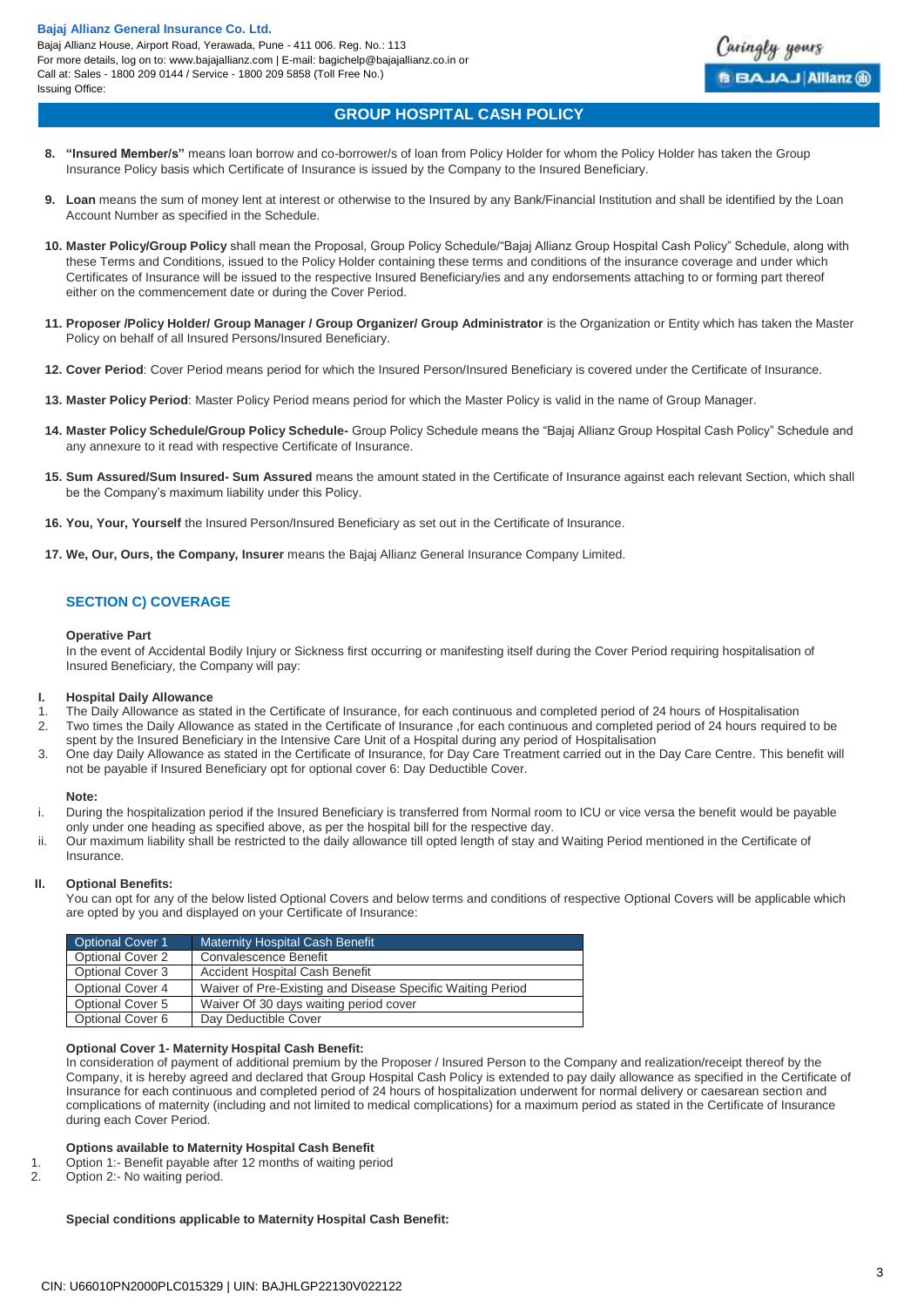8. **"Insured Member/s"** means loan borrow and co-borrower/s of loan from Policy Holder for whom the Policy Holder has taken the Group Insurance Policy basis which Certificate of Insurance is issued by the Company to the Insured Beneficiary.

9. **Loan** means the sum of money lent at interest or otherwise to the Insured by any Bank/Financial Institution and shall be identified by the Loan Account Number as specified in the Schedule.

10. **Master Policy/Group Policy** shall mean the Proposal, Group Policy Schedule/"Bajaj Allianz Group Hospital Cash Policy" Schedule, along with these Terms and Conditions, issued to the Policy Holder containing these terms and conditions of the insurance coverage and under which Certificates of Insurance will be issued to the respective Insured Beneficiary/ies and any endorsements attaching to or forming part thereof either on the commencement date or during the Cover Period.

11. **Proposer /Policy Holder/ Group Manager / Group Organizer/ Group Administrator** is the Organization or Entity which has taken the Master Policy on behalf of all Insured Persons/Insured Beneficiary.

12. **Cover Period**: Cover Period means period for which the Insured Person/Insured Beneficiary is covered under the Certificate of Insurance.

13. **Master Policy Period**: Master Policy Period means period for which the Master Policy is valid in the name of Group Manager.

14. **Master Policy Schedule/Group Policy Schedule-** Group Policy Schedule means the "Bajaj Allianz Group Hospital Cash Policy" Schedule and any annexure to it read with respective Certificate of Insurance.

15. **Sum Assured/Sum Insured- Sum Assured** means the amount stated in the Certificate of Insurance against each relevant Section, which shall be the Company's maximum liability under this Policy.

16. **You, Your, Yourself** the Insured Person/Insured Beneficiary as set out in the Certificate of Insurance.

17. **We, Our, Ours, the Company, Insurer** means the Bajaj Allianz General Insurance Company Limited.

## SECTION C) COVERAGE

**Operative Part**

In the event of Accidental Bodily Injury or Sickness first occurring or manifesting itself during the Cover Period requiring hospitalisation of Insured Beneficiary, the Company will pay:

**I. Hospital Daily Allowance**

1. The Daily Allowance as stated in the Certificate of Insurance, for each continuous and completed period of 24 hours of Hospitalisation
2. Two times the Daily Allowance as stated in the Certificate of Insurance ,for each continuous and completed period of 24 hours required to be spent by the Insured Beneficiary in the Intensive Care Unit of a Hospital during any period of Hospitalisation
3. One day Daily Allowance as stated in the Certificate of Insurance, for Day Care Treatment carried out in the Day Care Centre. This benefit will not be payable if Insured Beneficiary opt for optional cover 6: Day Deductible Cover.

**Note:**

i. During the hospitalization period if the Insured Beneficiary is transferred from Normal room to ICU or vice versa the benefit would be payable only under one heading as specified above, as per the hospital bill for the respective day.
ii. Our maximum liability shall be restricted to the daily allowance till opted length of stay and Waiting Period mentioned in the Certificate of Insurance.

**II. Optional Benefits:**

You can opt for any of the below listed Optional Covers and below terms and conditions of respective Optional Covers will be applicable which are opted by you and displayed on your Certificate of Insurance:

| Optional Cover 1 | Maternity Hospital Cash Benefit |
|---|---|
| Optional Cover 2 | Convalescence Benefit |
| Optional Cover 3 | Accident Hospital Cash Benefit |
| Optional Cover 4 | Waiver of Pre-Existing and Disease Specific Waiting Period |
| Optional Cover 5 | Waiver Of 30 days waiting period cover |
| Optional Cover 6 | Day Deductible Cover |

**Optional Cover 1- Maternity Hospital Cash Benefit:**

In consideration of payment of additional premium by the Proposer / Insured Person to the Company and realization/receipt thereof by the Company, it is hereby agreed and declared that Group Hospital Cash Policy is extended to pay daily allowance as specified in the Certificate of Insurance for each continuous and completed period of 24 hours of hospitalization underwent for normal delivery or caesarean section and complications of maternity (including and not limited to medical complications) for a maximum period as stated in the Certificate of Insurance during each Cover Period.

**Options available to Maternity Hospital Cash Benefit**

1. Option 1:- Benefit payable after 12 months of waiting period
2. Option 2:- No waiting period.

**Special conditions applicable to Maternity Hospital Cash Benefit:**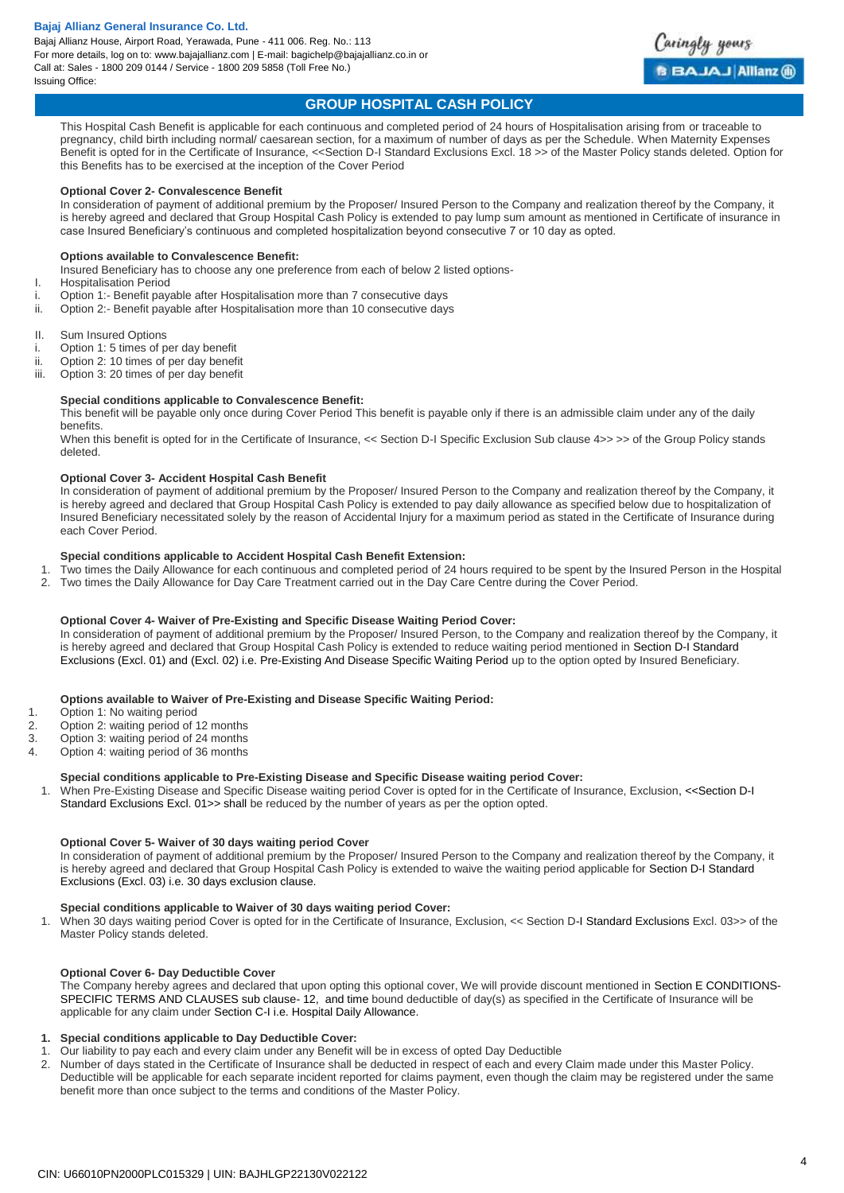## GROUP HOSPITAL CASH POLICY

This Hospital Cash Benefit is applicable for each continuous and completed period of 24 hours of Hospitalisation arising from or traceable to pregnancy, child birth including normal/ caesarean section, for a maximum of number of days as per the Schedule. When Maternity Expenses Benefit is opted for in the Certificate of Insurance, <<Section D-I Standard Exclusions Excl. 18 >> of the Master Policy stands deleted. Option for this Benefits has to be exercised at the inception of the Cover Period

**Optional Cover 2- Convalescence Benefit**

In consideration of payment of additional premium by the Proposer/ Insured Person to the Company and realization thereof by the Company, it is hereby agreed and declared that Group Hospital Cash Policy is extended to pay lump sum amount as mentioned in Certificate of insurance in case Insured Beneficiary's continuous and completed hospitalization beyond consecutive 7 or 10 day as opted.

**Options available to Convalescence Benefit:**

Insured Beneficiary has to choose any one preference from each of below 2 listed options-

I. Hospitalisation Period
   i. Option 1:- Benefit payable after Hospitalisation more than 7 consecutive days
   ii. Option 2:- Benefit payable after Hospitalisation more than 10 consecutive days

II. Sum Insured Options
   i. Option 1: 5 times of per day benefit
   ii. Option 2: 10 times of per day benefit
   iii. Option 3: 20 times of per day benefit

**Special conditions applicable to Convalescence Benefit:**

This benefit will be payable only once during Cover Period This benefit is payable only if there is an admissible claim under any of the daily benefits.

When this benefit is opted for in the Certificate of Insurance, << Section D-I Specific Exclusion Sub clause 4>> >> of the Group Policy stands deleted.

**Optional Cover 3- Accident Hospital Cash Benefit**

In consideration of payment of additional premium by the Proposer/ Insured Person to the Company and realization thereof by the Company, it is hereby agreed and declared that Group Hospital Cash Policy is extended to pay daily allowance as specified below due to hospitalization of Insured Beneficiary necessitated solely by the reason of Accidental Injury for a maximum period as stated in the Certificate of Insurance during each Cover Period.

**Special conditions applicable to Accident Hospital Cash Benefit Extension:**

1. Two times the Daily Allowance for each continuous and completed period of 24 hours required to be spent by the Insured Person in the Hospital
2. Two times the Daily Allowance for Day Care Treatment carried out in the Day Care Centre during the Cover Period.

**Optional Cover 4- Waiver of Pre-Existing and Specific Disease Waiting Period Cover:**

In consideration of payment of additional premium by the Proposer/ Insured Person, to the Company and realization thereof by the Company, it is hereby agreed and declared that Group Hospital Cash Policy is extended to reduce waiting period mentioned in Section D-I Standard Exclusions (Excl. 01) and (Excl. 02) i.e. Pre-Existing And Disease Specific Waiting Period up to the option opted by Insured Beneficiary.

**Options available to Waiver of Pre-Existing and Disease Specific Waiting Period:**

1. Option 1: No waiting period
2. Option 2: waiting period of 12 months
3. Option 3: waiting period of 24 months
4. Option 4: waiting period of 36 months

**Special conditions applicable to Pre-Existing Disease and Specific Disease waiting period Cover:**

1. When Pre-Existing Disease and Specific Disease waiting period Cover is opted for in the Certificate of Insurance, Exclusion, <<Section D-I Standard Exclusions Excl. 01>> shall be reduced by the number of years as per the option opted.

**Optional Cover 5- Waiver of 30 days waiting period Cover**

In consideration of payment of additional premium by the Proposer/ Insured Person to the Company and realization thereof by the Company, it is hereby agreed and declared that Group Hospital Cash Policy is extended to waive the waiting period applicable for Section D-I Standard Exclusions (Excl. 03) i.e. 30 days exclusion clause.

**Special conditions applicable to Waiver of 30 days waiting period Cover:**

1. When 30 days waiting period Cover is opted for in the Certificate of Insurance, Exclusion, << Section D-I Standard Exclusions Excl. 03>> of the Master Policy stands deleted.

**Optional Cover 6- Day Deductible Cover**

The Company hereby agrees and declared that upon opting this optional cover, We will provide discount mentioned in Section E CONDITIONS-SPECIFIC TERMS AND CLAUSES sub clause- 12, and time bound deductible of day(s) as specified in the Certificate of Insurance will be applicable for any claim under Section C-I i.e. Hospital Daily Allowance.

1. **Special conditions applicable to Day Deductible Cover:**

1. Our liability to pay each and every claim under any Benefit will be in excess of opted Day Deductible
2. Number of days stated in the Certificate of Insurance shall be deducted in respect of each and every Claim made under this Master Policy. Deductible will be applicable for each separate incident reported for claims payment, even though the claim may be registered under the same benefit more than once subject to the terms and conditions of the Master Policy.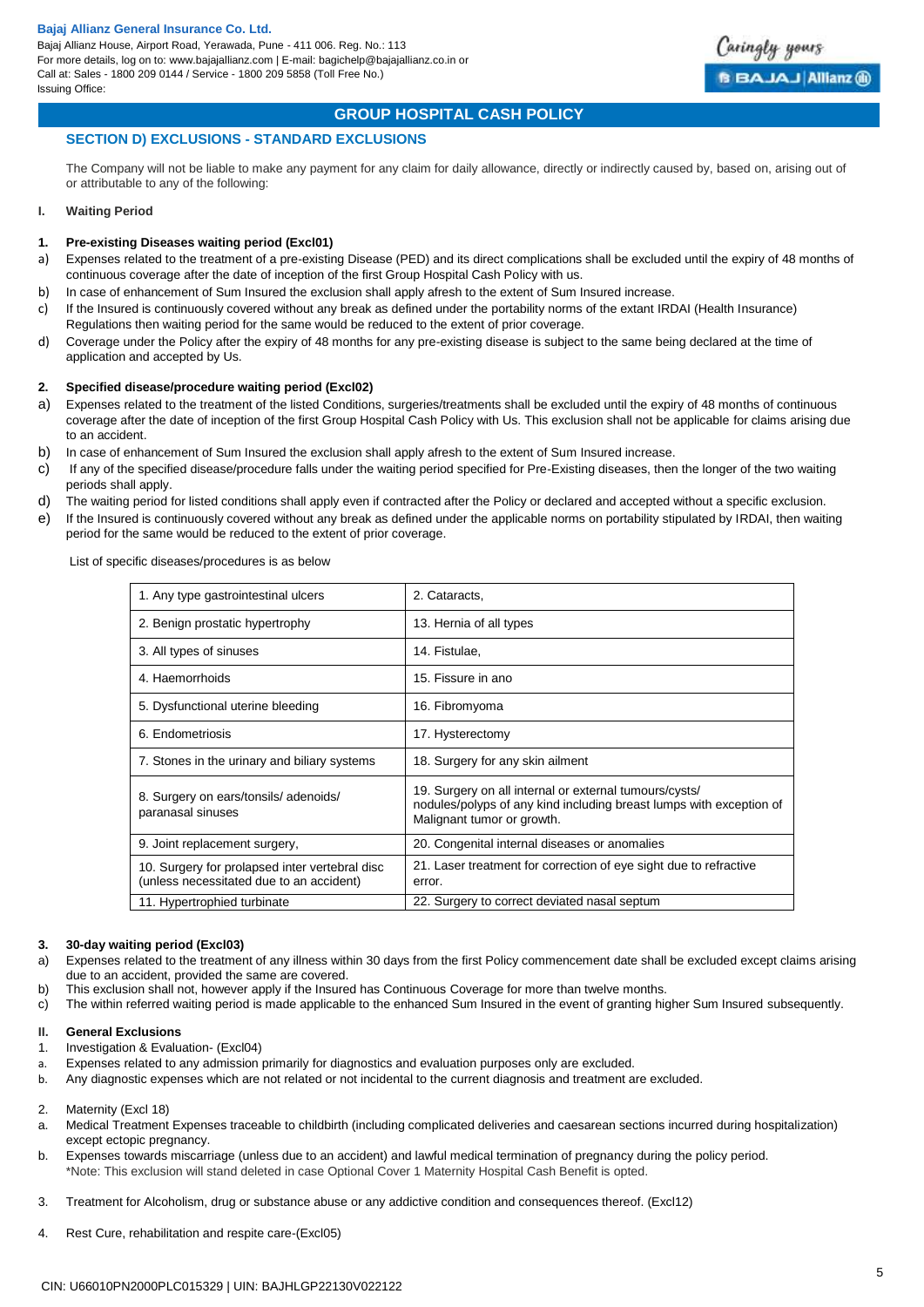## GROUP HOSPITAL CASH POLICY

### SECTION D) EXCLUSIONS - STANDARD EXCLUSIONS

The Company will not be liable to make any payment for any claim for daily allowance, directly or indirectly caused by, based on, arising out of or attributable to any of the following:

**I. Waiting Period**

**1. Pre-existing Diseases waiting period (Excl01)**

a) Expenses related to the treatment of a pre-existing Disease (PED) and its direct complications shall be excluded until the expiry of 48 months of continuous coverage after the date of inception of the first Group Hospital Cash Policy with us.

b) In case of enhancement of Sum Insured the exclusion shall apply afresh to the extent of Sum Insured increase.

c) If the Insured is continuously covered without any break as defined under the portability norms of the extant IRDAI (Health Insurance) Regulations then waiting period for the same would be reduced to the extent of prior coverage.

d) Coverage under the Policy after the expiry of 48 months for any pre-existing disease is subject to the same being declared at the time of application and accepted by Us.

**2. Specified disease/procedure waiting period (Excl02)**

a) Expenses related to the treatment of the listed Conditions, surgeries/treatments shall be excluded until the expiry of 48 months of continuous coverage after the date of inception of the first Group Hospital Cash Policy with Us. This exclusion shall not be applicable for claims arising due to an accident.

b) In case of enhancement of Sum Insured the exclusion shall apply afresh to the extent of Sum Insured increase.

c) If any of the specified disease/procedure falls under the waiting period specified for Pre-Existing diseases, then the longer of the two waiting periods shall apply.

d) The waiting period for listed conditions shall apply even if contracted after the Policy or declared and accepted without a specific exclusion.

e) If the Insured is continuously covered without any break as defined under the applicable norms on portability stipulated by IRDAI, then waiting period for the same would be reduced to the extent of prior coverage.

List of specific diseases/procedures is as below

| | |
|---|---|
| 1. Any type gastrointestinal ulcers | 2. Cataracts, |
| 2. Benign prostatic hypertrophy | 13. Hernia of all types |
| 3. All types of sinuses | 14. Fistulae, |
| 4. Haemorrhoids | 15. Fissure in ano |
| 5. Dysfunctional uterine bleeding | 16. Fibromyoma |
| 6. Endometriosis | 17. Hysterectomy |
| 7. Stones in the urinary and biliary systems | 18. Surgery for any skin ailment |
| 8. Surgery on ears/tonsils/ adenoids/ paranasal sinuses | 19. Surgery on all internal or external tumours/cysts/ nodules/polyps of any kind including breast lumps with exception of Malignant tumor or growth. |
| 9. Joint replacement surgery, | 20. Congenital internal diseases or anomalies |
| 10. Surgery for prolapsed inter vertebral disc (unless necessitated due to an accident) | 21. Laser treatment for correction of eye sight due to refractive error. |
| 11. Hypertrophied turbinate | 22. Surgery to correct deviated nasal septum |

**3. 30-day waiting period (Excl03)**

a) Expenses related to the treatment of any illness within 30 days from the first Policy commencement date shall be excluded except claims arising due to an accident, provided the same are covered.

b) This exclusion shall not, however apply if the Insured has Continuous Coverage for more than twelve months.

c) The within referred waiting period is made applicable to the enhanced Sum Insured in the event of granting higher Sum Insured subsequently.

**II. General Exclusions**

1. Investigation & Evaluation- (Excl04)

a. Expenses related to any admission primarily for diagnostics and evaluation purposes only are excluded.

b. Any diagnostic expenses which are not related or not incidental to the current diagnosis and treatment are excluded.

2. Maternity (Excl 18)

a. Medical Treatment Expenses traceable to childbirth (including complicated deliveries and caesarean sections incurred during hospitalization) except ectopic pregnancy.

b. Expenses towards miscarriage (unless due to an accident) and lawful medical termination of pregnancy during the policy period.
*Note: This exclusion will stand deleted in case Optional Cover 1 Maternity Hospital Cash Benefit is opted.

3. Treatment for Alcoholism, drug or substance abuse or any addictive condition and consequences thereof. (Excl12)

4. Rest Cure, rehabilitation and respite care-(Excl05)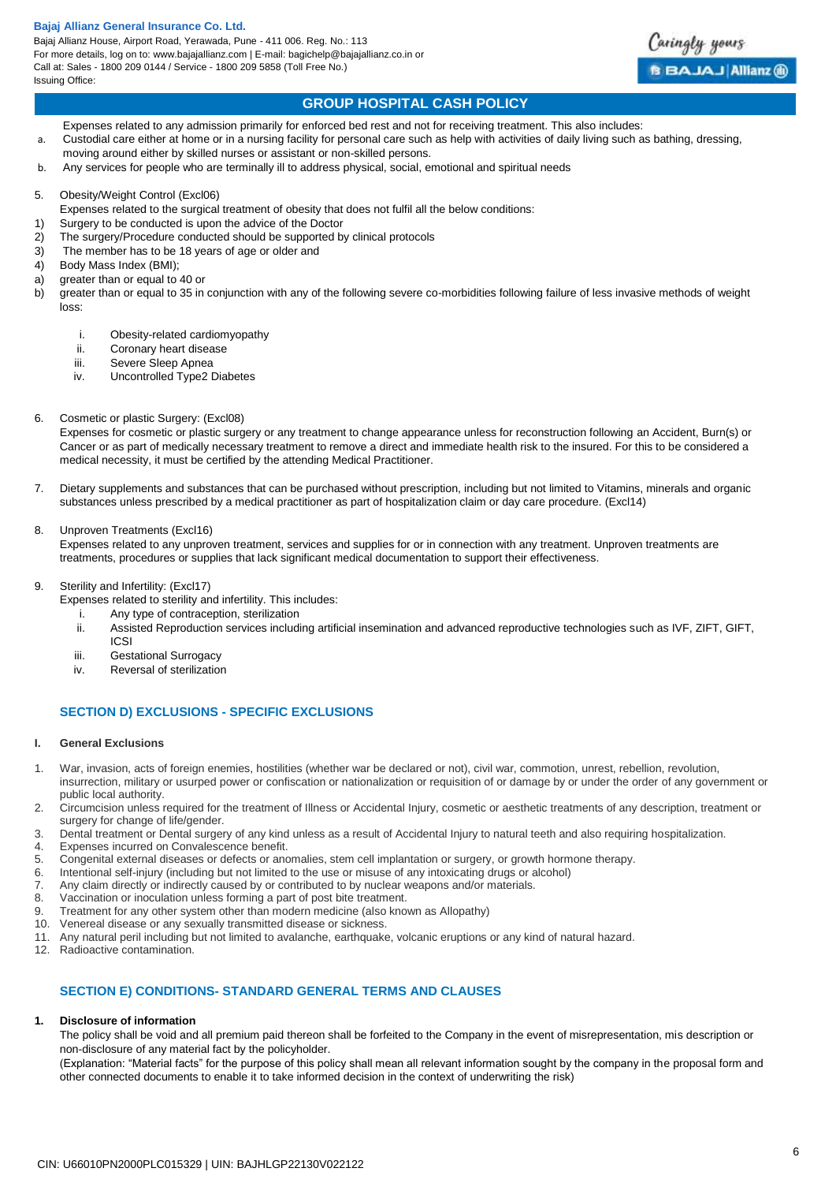Expenses related to any admission primarily for enforced bed rest and not for receiving treatment. This also includes:

a. Custodial care either at home or in a nursing facility for personal care such as help with activities of daily living such as bathing, dressing, moving around either by skilled nurses or assistant or non-skilled persons.
b. Any services for people who are terminally ill to address physical, social, emotional and spiritual needs

5. Obesity/Weight Control (Excl06)

Expenses related to the surgical treatment of obesity that does not fulfil all the below conditions:

1) Surgery to be conducted is upon the advice of the Doctor
2) The surgery/Procedure conducted should be supported by clinical protocols
3) The member has to be 18 years of age or older and
4) Body Mass Index (BMI);
a) greater than or equal to 40 or
b) greater than or equal to 35 in conjunction with any of the following severe co-morbidities following failure of less invasive methods of weight loss:
   i. Obesity-related cardiomyopathy
   ii. Coronary heart disease
   iii. Severe Sleep Apnea
   iv. Uncontrolled Type2 Diabetes

6. Cosmetic or plastic Surgery: (Excl08)

Expenses for cosmetic or plastic surgery or any treatment to change appearance unless for reconstruction following an Accident, Burn(s) or Cancer or as part of medically necessary treatment to remove a direct and immediate health risk to the insured. For this to be considered a medical necessity, it must be certified by the attending Medical Practitioner.

7. Dietary supplements and substances that can be purchased without prescription, including but not limited to Vitamins, minerals and organic substances unless prescribed by a medical practitioner as part of hospitalization claim or day care procedure. (Excl14)

8. Unproven Treatments (Excl16)

Expenses related to any unproven treatment, services and supplies for or in connection with any treatment. Unproven treatments are treatments, procedures or supplies that lack significant medical documentation to support their effectiveness.

9. Sterility and Infertility: (Excl17)

Expenses related to sterility and infertility. This includes:

   i. Any type of contraception, sterilization
   ii. Assisted Reproduction services including artificial insemination and advanced reproductive technologies such as IVF, ZIFT, GIFT, ICSI
   iii. Gestational Surrogacy
   iv. Reversal of sterilization

## SECTION D) EXCLUSIONS - SPECIFIC EXCLUSIONS

### I. General Exclusions

1. War, invasion, acts of foreign enemies, hostilities (whether war be declared or not), civil war, commotion, unrest, rebellion, revolution, insurrection, military or usurped power or confiscation or nationalization or requisition of or damage by or under the order of any government or public local authority.
2. Circumcision unless required for the treatment of Illness or Accidental Injury, cosmetic or aesthetic treatments of any description, treatment or surgery for change of life/gender.
3. Dental treatment or Dental surgery of any kind unless as a result of Accidental Injury to natural teeth and also requiring hospitalization.
4. Expenses incurred on Convalescence benefit.
5. Congenital external diseases or defects or anomalies, stem cell implantation or surgery, or growth hormone therapy.
6. Intentional self-injury (including but not limited to the use or misuse of any intoxicating drugs or alcohol)
7. Any claim directly or indirectly caused by or contributed to by nuclear weapons and/or materials.
8. Vaccination or inoculation unless forming a part of post bite treatment.
9. Treatment for any other system other than modern medicine (also known as Allopathy)
10. Venereal disease or any sexually transmitted disease or sickness.
11. Any natural peril including but not limited to avalanche, earthquake, volcanic eruptions or any kind of natural hazard.
12. Radioactive contamination.

## SECTION E) CONDITIONS- STANDARD GENERAL TERMS AND CLAUSES

### 1. Disclosure of information

The policy shall be void and all premium paid thereon shall be forfeited to the Company in the event of misrepresentation, mis description or non-disclosure of any material fact by the policyholder.

(Explanation: "Material facts" for the purpose of this policy shall mean all relevant information sought by the company in the proposal form and other connected documents to enable it to take informed decision in the context of underwriting the risk)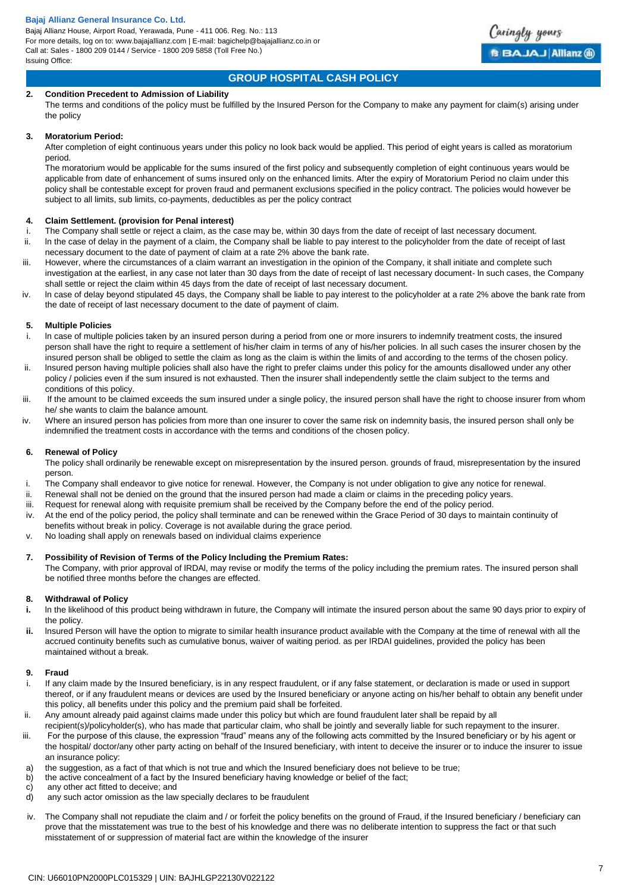## GROUP HOSPITAL CASH POLICY

**2. Condition Precedent to Admission of Liability**

The terms and conditions of the policy must be fulfilled by the Insured Person for the Company to make any payment for claim(s) arising under the policy

**3. Moratorium Period:**

After completion of eight continuous years under this policy no look back would be applied. This period of eight years is called as moratorium period.

The moratorium would be applicable for the sums insured of the first policy and subsequently completion of eight continuous years would be applicable from date of enhancement of sums insured only on the enhanced limits. After the expiry of Moratorium Period no claim under this policy shall be contestable except for proven fraud and permanent exclusions specified in the policy contract. The policies would however be subject to all limits, sub limits, co-payments, deductibles as per the policy contract

**4. Claim Settlement. (provision for Penal interest)**

i. The Company shall settle or reject a claim, as the case may be, within 30 days from the date of receipt of last necessary document.

ii. In the case of delay in the payment of a claim, the Company shall be liable to pay interest to the policyholder from the date of receipt of last necessary document to the date of payment of claim at a rate 2% above the bank rate.

iii. However, where the circumstances of a claim warrant an investigation in the opinion of the Company, it shall initiate and complete such investigation at the earliest, in any case not later than 30 days from the date of receipt of last necessary document- In such cases, the Company shall settle or reject the claim within 45 days from the date of receipt of last necessary document.

iv. In case of delay beyond stipulated 45 days, the Company shall be liable to pay interest to the policyholder at a rate 2% above the bank rate from the date of receipt of last necessary document to the date of payment of claim.

**5. Multiple Policies**

i. In case of multiple policies taken by an insured person during a period from one or more insurers to indemnify treatment costs, the insured person shall have the right to require a settlement of his/her claim in terms of any of his/her policies. In all such cases the insurer chosen by the insured person shall be obliged to settle the claim as long as the claim is within the limits of and according to the terms of the chosen policy.

ii. Insured person having multiple policies shall also have the right to prefer claims under this policy for the amounts disallowed under any other policy / policies even if the sum insured is not exhausted. Then the insurer shall independently settle the claim subject to the terms and conditions of this policy.

iii. If the amount to be claimed exceeds the sum insured under a single policy, the insured person shall have the right to choose insurer from whom he/ she wants to claim the balance amount.

iv. Where an insured person has policies from more than one insurer to cover the same risk on indemnity basis, the insured person shall only be indemnified the treatment costs in accordance with the terms and conditions of the chosen policy.

**6. Renewal of Policy**

The policy shall ordinarily be renewable except on misrepresentation by the insured person. grounds of fraud, misrepresentation by the insured person.

i. The Company shall endeavor to give notice for renewal. However, the Company is not under obligation to give any notice for renewal.

ii. Renewal shall not be denied on the ground that the insured person had made a claim or claims in the preceding policy years.

iii. Request for renewal along with requisite premium shall be received by the Company before the end of the policy period.

iv. At the end of the policy period, the policy shall terminate and can be renewed within the Grace Period of 30 days to maintain continuity of benefits without break in policy. Coverage is not available during the grace period.

v. No loading shall apply on renewals based on individual claims experience

**7. Possibility of Revision of Terms of the Policy Including the Premium Rates:**

The Company, with prior approval of IRDAI, may revise or modify the terms of the policy including the premium rates. The insured person shall be notified three months before the changes are effected.

**8. Withdrawal of Policy**

**i.** In the likelihood of this product being withdrawn in future, the Company will intimate the insured person about the same 90 days prior to expiry of the policy.

**ii.** Insured Person will have the option to migrate to similar health insurance product available with the Company at the time of renewal with all the accrued continuity benefits such as cumulative bonus, waiver of waiting period. as per IRDAI guidelines, provided the policy has been maintained without a break.

**9. Fraud**

i. If any claim made by the Insured beneficiary, is in any respect fraudulent, or if any false statement, or declaration is made or used in support thereof, or if any fraudulent means or devices are used by the Insured beneficiary or anyone acting on his/her behalf to obtain any benefit under this policy, all benefits under this policy and the premium paid shall be forfeited.

ii. Any amount already paid against claims made under this policy but which are found fraudulent later shall be repaid by all recipient(s)/policyholder(s), who has made that particular claim, who shall be jointly and severally liable for such repayment to the insurer.

iii. For the purpose of this clause, the expression "fraud" means any of the following acts committed by the Insured beneficiary or by his agent or the hospital/ doctor/any other party acting on behalf of the Insured beneficiary, with intent to deceive the insurer or to induce the insurer to issue an insurance policy:

a) the suggestion, as a fact of that which is not true and which the Insured beneficiary does not believe to be true;
b) the active concealment of a fact by the Insured beneficiary having knowledge or belief of the fact;
c) any other act fitted to deceive; and
d) any such actor omission as the law specially declares to be fraudulent

iv. The Company shall not repudiate the claim and / or forfeit the policy benefits on the ground of Fraud, if the Insured beneficiary / beneficiary can prove that the misstatement was true to the best of his knowledge and there was no deliberate intention to suppress the fact or that such misstatement of or suppression of material fact are within the knowledge of the insurer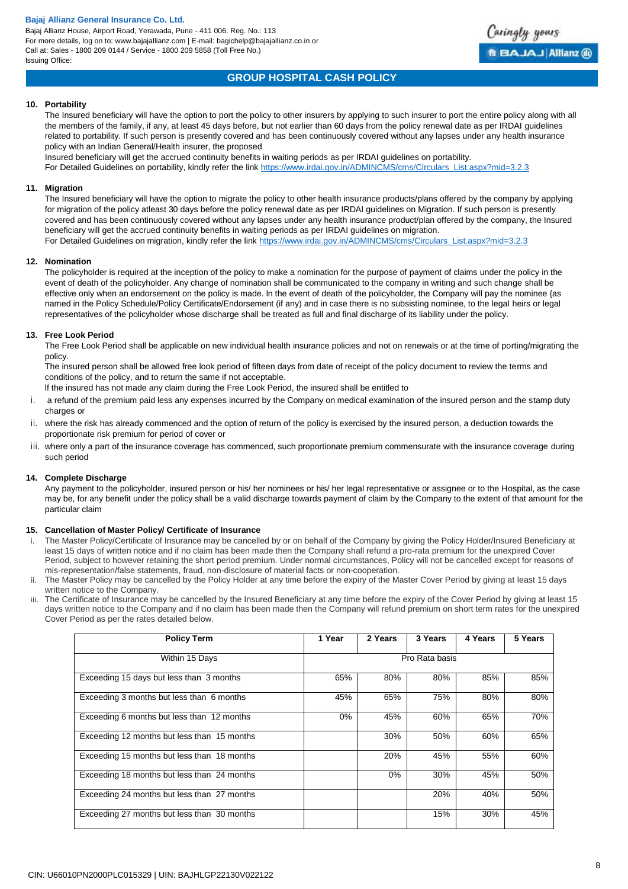## 10. Portability

The Insured beneficiary will have the option to port the policy to other insurers by applying to such insurer to port the entire policy along with all the members of the family, if any, at least 45 days before, but not earlier than 60 days from the policy renewal date as per IRDAI guidelines related to portability. If such person is presently covered and has been continuously covered without any lapses under any health insurance policy with an Indian General/Health insurer, the proposed

Insured beneficiary will get the accrued continuity benefits in waiting periods as per IRDAI guidelines on portability.

For Detailed Guidelines on portability, kindly refer the link https://www.irdai.gov.in/ADMINCMS/cms/Circulars_List.aspx?mid=3.2.3

## 11. Migration

The Insured beneficiary will have the option to migrate the policy to other health insurance products/plans offered by the company by applying for migration of the policy atleast 30 days before the policy renewal date as per IRDAI guidelines on Migration. If such person is presently covered and has been continuously covered without any lapses under any health insurance product/plan offered by the company, the Insured beneficiary will get the accrued continuity benefits in waiting periods as per IRDAI guidelines on migration.

For Detailed Guidelines on migration, kindly refer the link https://www.irdai.gov.in/ADMINCMS/cms/Circulars_List.aspx?mid=3.2.3

## 12. Nomination

The policyholder is required at the inception of the policy to make a nomination for the purpose of payment of claims under the policy in the event of death of the policyholder. Any change of nomination shall be communicated to the company in writing and such change shall be effective only when an endorsement on the policy is made. In the event of death of the policyholder, the Company will pay the nominee {as named in the Policy Schedule/Policy Certificate/Endorsement (if any) and in case there is no subsisting nominee, to the legal heirs or legal representatives of the policyholder whose discharge shall be treated as full and final discharge of its liability under the policy.

## 13. Free Look Period

The Free Look Period shall be applicable on new individual health insurance policies and not on renewals or at the time of porting/migrating the policy.

The insured person shall be allowed free look period of fifteen days from date of receipt of the policy document to review the terms and conditions of the policy, and to return the same if not acceptable.

If the insured has not made any claim during the Free Look Period, the insured shall be entitled to

i. a refund of the premium paid less any expenses incurred by the Company on medical examination of the insured person and the stamp duty charges or
ii. where the risk has already commenced and the option of return of the policy is exercised by the insured person, a deduction towards the proportionate risk premium for period of cover or
iii. where only a part of the insurance coverage has commenced, such proportionate premium commensurate with the insurance coverage during such period

## 14. Complete Discharge

Any payment to the policyholder, insured person or his/ her nominees or his/ her legal representative or assignee or to the Hospital, as the case may be, for any benefit under the policy shall be a valid discharge towards payment of claim by the Company to the extent of that amount for the particular claim

## 15. Cancellation of Master Policy/ Certificate of Insurance

i. The Master Policy/Certificate of Insurance may be cancelled by or on behalf of the Company by giving the Policy Holder/Insured Beneficiary at least 15 days of written notice and if no claim has been made then the Company shall refund a pro-rata premium for the unexpired Cover Period, subject to however retaining the short period premium. Under normal circumstances, Policy will not be cancelled except for reasons of mis-representation/false statements, fraud, non-disclosure of material facts or non-cooperation.
ii. The Master Policy may be cancelled by the Policy Holder at any time before the expiry of the Master Cover Period by giving at least 15 days written notice to the Company.
iii. The Certificate of Insurance may be cancelled by the Insured Beneficiary at any time before the expiry of the Cover Period by giving at least 15 days written notice to the Company and if no claim has been made then the Company will refund premium on short term rates for the unexpired Cover Period as per the rates detailed below.

| Policy Term | 1 Year | 2 Years | 3 Years | 4 Years | 5 Years |
|---|---|---|---|---|---|
| Within 15 Days | Pro Rata basis | | | | |
| Exceeding 15 days but less than 3 months | 65% | 80% | 80% | 85% | 85% |
| Exceeding 3 months but less than 6 months | 45% | 65% | 75% | 80% | 80% |
| Exceeding 6 months but less than 12 months | 0% | 45% | 60% | 65% | 70% |
| Exceeding 12 months but less than 15 months | | 30% | 50% | 60% | 65% |
| Exceeding 15 months but less than 18 months | | 20% | 45% | 55% | 60% |
| Exceeding 18 months but less than 24 months | | 0% | 30% | 45% | 50% |
| Exceeding 24 months but less than 27 months | | | 20% | 40% | 50% |
| Exceeding 27 months but less than 30 months | | | 15% | 30% | 45% |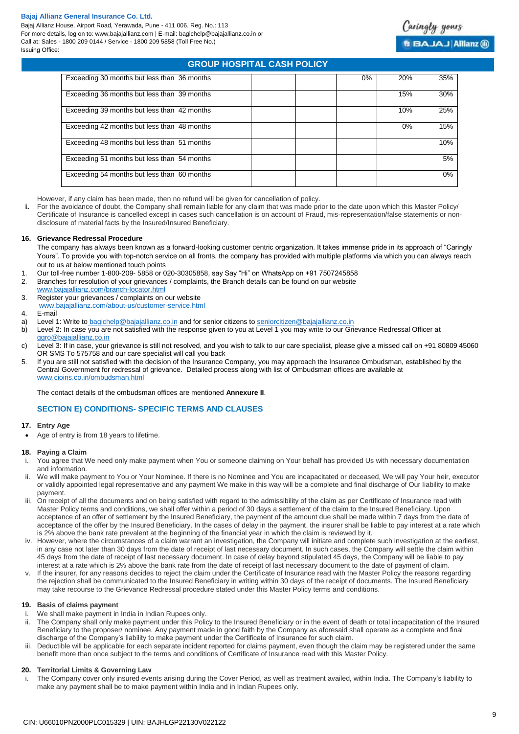| Exceeding 30 months but less than 36 months | | | 0% | 20% | 35% |
|---|---|---|---|---|---|
| Exceeding 36 months but less than 39 months | | | | 15% | 30% |
| Exceeding 39 months but less than 42 months | | | | 10% | 25% |
| Exceeding 42 months but less than 48 months | | | | 0% | 15% |
| Exceeding 48 months but less than 51 months | | | | | 10% |
| Exceeding 51 months but less than 54 months | | | | | 5% |
| Exceeding 54 months but less than 60 months | | | | | 0% |

However, if any claim has been made, then no refund will be given for cancellation of policy.

**i.** For the avoidance of doubt, the Company shall remain liable for any claim that was made prior to the date upon which this Master Policy/ Certificate of Insurance is cancelled except in cases such cancellation is on account of Fraud, mis-representation/false statements or non-disclosure of material facts by the Insured/Insured Beneficiary.

**16. Grievance Redressal Procedure**

The company has always been known as a forward-looking customer centric organization. It takes immense pride in its approach of "Caringly Yours". To provide you with top-notch service on all fronts, the company has provided with multiple platforms via which you can always reach out to us at below mentioned touch points

1. Our toll-free number 1-800-209- 5858 or 020-30305858, say Say "Hi" on WhatsApp on +91 7507245858
2. Branches for resolution of your grievances / complaints, the Branch details can be found on our website www.bajajallianz.com/branch-locator.html
3. Register your grievances / complaints on our website www.bajajallianz.com/about-us/customer-service.html
4. E-mail

a) Level 1: Write to bagichelp@bajajallianz.co.in and for senior citizens to seniorcitizen@bajajallianz.co.in
b) Level 2: In case you are not satisfied with the response given to you at Level 1 you may write to our Grievance Redressal Officer at ggro@bajajallianz.co.in
c) Level 3: If in case, your grievance is still not resolved, and you wish to talk to our care specialist, please give a missed call on +91 80809 45060 OR SMS To 575758 and our care specialist will call you back

5. If you are still not satisfied with the decision of the Insurance Company, you may approach the Insurance Ombudsman, established by the Central Government for redressal of grievance. Detailed process along with list of Ombudsman offices are available at www.cioins.co.in/ombudsman.html

The contact details of the ombudsman offices are mentioned **Annexure II**.

## SECTION E) CONDITIONS- SPECIFIC TERMS AND CLAUSES

**17. Entry Age**

- Age of entry is from 18 years to lifetime.

**18. Paying a Claim**

i. You agree that We need only make payment when You or someone claiming on Your behalf has provided Us with necessary documentation and information.
ii. We will make payment to You or Your Nominee. If there is no Nominee and You are incapacitated or deceased, We will pay Your heir, executor or validly appointed legal representative and any payment We make in this way will be a complete and final discharge of Our liability to make payment.
iii. On receipt of all the documents and on being satisfied with regard to the admissibility of the claim as per Certificate of Insurance read with Master Policy terms and conditions, we shall offer within a period of 30 days a settlement of the claim to the Insured Beneficiary. Upon acceptance of an offer of settlement by the Insured Beneficiary, the payment of the amount due shall be made within 7 days from the date of acceptance of the offer by the Insured Beneficiary. In the cases of delay in the payment, the insurer shall be liable to pay interest at a rate which is 2% above the bank rate prevalent at the beginning of the financial year in which the claim is reviewed by it.
iv. However, where the circumstances of a claim warrant an investigation, the Company will initiate and complete such investigation at the earliest, in any case not later than 30 days from the date of receipt of last necessary document. In such cases, the Company will settle the claim within 45 days from the date of receipt of last necessary document. In case of delay beyond stipulated 45 days, the Company will be liable to pay interest at a rate which is 2% above the bank rate from the date of receipt of last necessary document to the date of payment of claim.
v. If the insurer, for any reasons decides to reject the claim under the Certificate of Insurance read with the Master Policy the reasons regarding the rejection shall be communicated to the Insured Beneficiary in writing within 30 days of the receipt of documents. The Insured Beneficiary may take recourse to the Grievance Redressal procedure stated under this Master Policy terms and conditions.

**19. Basis of claims payment**

i. We shall make payment in India in Indian Rupees only.
ii. The Company shall only make payment under this Policy to the Insured Beneficiary or in the event of death or total incapacitation of the Insured Beneficiary to the proposer/ nominee. Any payment made in good faith by the Company as aforesaid shall operate as a complete and final discharge of the Company's liability to make payment under the Certificate of Insurance for such claim.
iii. Deductible will be applicable for each separate incident reported for claims payment, even though the claim may be registered under the same benefit more than once subject to the terms and conditions of Certificate of Insurance read with this Master Policy.

**20. Territorial Limits & Governing Law**

i. The Company cover only insured events arising during the Cover Period, as well as treatment availed, within India. The Company's liability to make any payment shall be to make payment within India and in Indian Rupees only.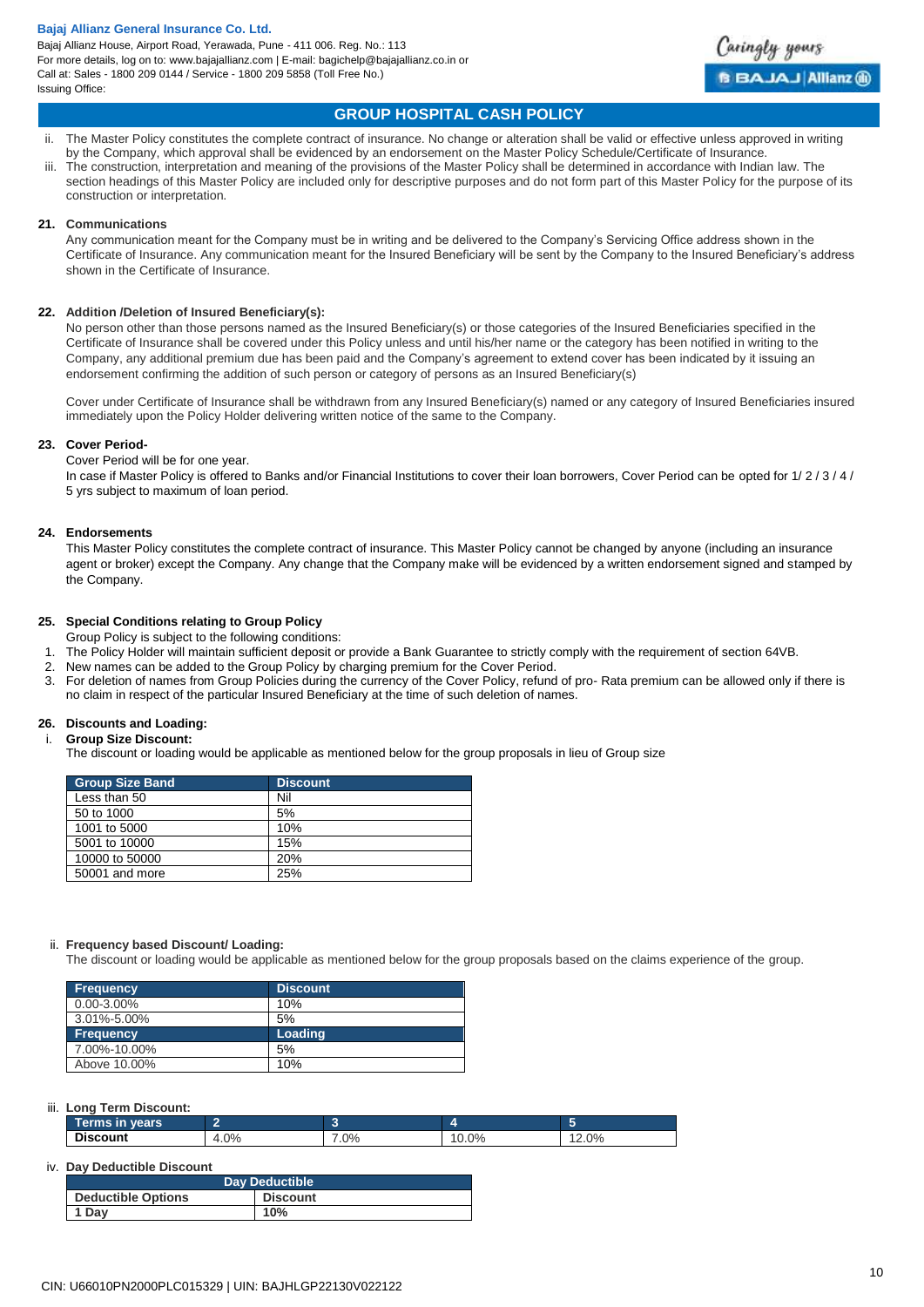ii. The Master Policy constitutes the complete contract of insurance. No change or alteration shall be valid or effective unless approved in writing by the Company, which approval shall be evidenced by an endorsement on the Master Policy Schedule/Certificate of Insurance.

iii. The construction, interpretation and meaning of the provisions of the Master Policy shall be determined in accordance with Indian law. The section headings of this Master Policy are included only for descriptive purposes and do not form part of this Master Policy for the purpose of its construction or interpretation.

**21. Communications**

Any communication meant for the Company must be in writing and be delivered to the Company's Servicing Office address shown in the Certificate of Insurance. Any communication meant for the Insured Beneficiary will be sent by the Company to the Insured Beneficiary's address shown in the Certificate of Insurance.

**22. Addition /Deletion of Insured Beneficiary(s):**

No person other than those persons named as the Insured Beneficiary(s) or those categories of the Insured Beneficiaries specified in the Certificate of Insurance shall be covered under this Policy unless and until his/her name or the category has been notified in writing to the Company, any additional premium due has been paid and the Company's agreement to extend cover has been indicated by it issuing an endorsement confirming the addition of such person or category of persons as an Insured Beneficiary(s)

Cover under Certificate of Insurance shall be withdrawn from any Insured Beneficiary(s) named or any category of Insured Beneficiaries insured immediately upon the Policy Holder delivering written notice of the same to the Company.

**23. Cover Period-**

Cover Period will be for one year.

In case if Master Policy is offered to Banks and/or Financial Institutions to cover their loan borrowers, Cover Period can be opted for 1/ 2 / 3 / 4 / 5 yrs subject to maximum of loan period.

**24. Endorsements**

This Master Policy constitutes the complete contract of insurance. This Master Policy cannot be changed by anyone (including an insurance agent or broker) except the Company. Any change that the Company make will be evidenced by a written endorsement signed and stamped by the Company.

**25. Special Conditions relating to Group Policy**

Group Policy is subject to the following conditions:

1. The Policy Holder will maintain sufficient deposit or provide a Bank Guarantee to strictly comply with the requirement of section 64VB.
2. New names can be added to the Group Policy by charging premium for the Cover Period.
3. For deletion of names from Group Policies during the currency of the Cover Policy, refund of pro- Rata premium can be allowed only if there is no claim in respect of the particular Insured Beneficiary at the time of such deletion of names.

**26. Discounts and Loading:**

i. **Group Size Discount:**

The discount or loading would be applicable as mentioned below for the group proposals in lieu of Group size

| Group Size Band | Discount |
|---|---|
| Less than 50 | Nil |
| 50 to 1000 | 5% |
| 1001 to 5000 | 10% |
| 5001 to 10000 | 15% |
| 10000 to 50000 | 20% |
| 50001 and more | 25% |

ii. **Frequency based Discount/ Loading:**

The discount or loading would be applicable as mentioned below for the group proposals based on the claims experience of the group.

| Frequency | Discount |
|---|---|
| 0.00-3.00% | 10% |
| 3.01%-5.00% | 5% |
| **Frequency** | **Loading** |
| 7.00%-10.00% | 5% |
| Above 10.00% | 10% |

iii. **Long Term Discount:**

| Terms in years | 2 | 3 | 4 | 5 |
|---|---|---|---|---|
| **Discount** | 4.0% | 7.0% | 10.0% | 12.0% |

iv. **Day Deductible Discount**

| Day Deductible | |
|---|---|
| **Deductible Options** | **Discount** |
| **1 Day** | **10%** |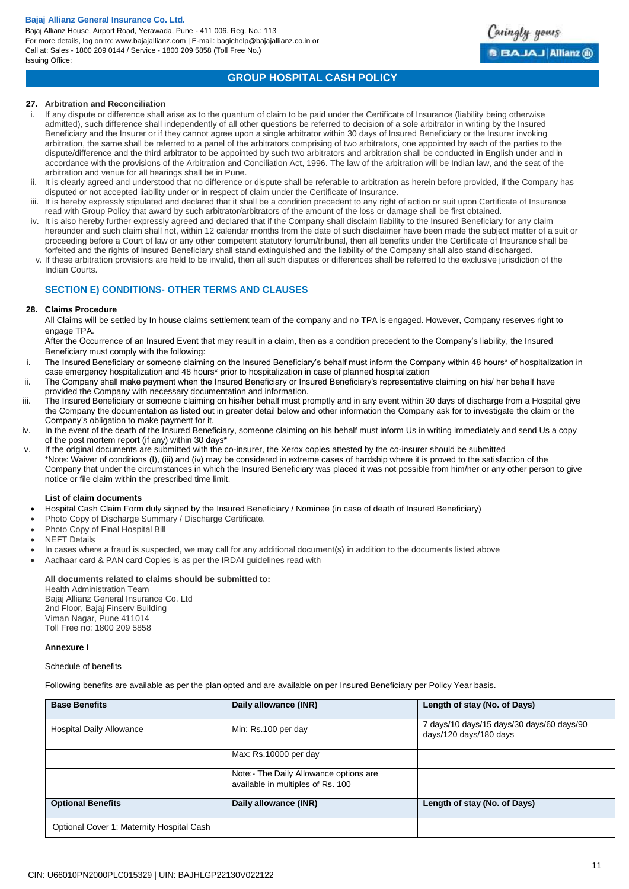### 27. Arbitration and Reconciliation

i. If any dispute or difference shall arise as to the quantum of claim to be paid under the Certificate of Insurance (liability being otherwise admitted), such difference shall independently of all other questions be referred to decision of a sole arbitrator in writing by the Insured Beneficiary and the Insurer or if they cannot agree upon a single arbitrator within 30 days of Insured Beneficiary or the Insurer invoking arbitration, the same shall be referred to a panel of the arbitrators comprising of two arbitrators, one appointed by each of the parties to the dispute/difference and the third arbitrator to be appointed by such two arbitrators and arbitration shall be conducted in English under and in accordance with the provisions of the Arbitration and Conciliation Act, 1996. The law of the arbitration will be Indian law, and the seat of the arbitration and venue for all hearings shall be in Pune.

ii. It is clearly agreed and understood that no difference or dispute shall be referable to arbitration as herein before provided, if the Company has disputed or not accepted liability under or in respect of claim under the Certificate of Insurance.

iii. It is hereby expressly stipulated and declared that it shall be a condition precedent to any right of action or suit upon Certificate of Insurance read with Group Policy that award by such arbitrator/arbitrators of the amount of the loss or damage shall be first obtained.

iv. It is also hereby further expressly agreed and declared that if the Company shall disclaim liability to the Insured Beneficiary for any claim hereunder and such claim shall not, within 12 calendar months from the date of such disclaimer have been made the subject matter of a suit or proceeding before a Court of law or any other competent statutory forum/tribunal, then all benefits under the Certificate of Insurance shall be forfeited and the rights of Insured Beneficiary shall stand extinguished and the liability of the Company shall also stand discharged.

v. If these arbitration provisions are held to be invalid, then all such disputes or differences shall be referred to the exclusive jurisdiction of the Indian Courts.

## SECTION E) CONDITIONS- OTHER TERMS AND CLAUSES

### 28. Claims Procedure

All Claims will be settled by In house claims settlement team of the company and no TPA is engaged. However, Company reserves right to engage TPA.

After the Occurrence of an Insured Event that may result in a claim, then as a condition precedent to the Company's liability, the Insured Beneficiary must comply with the following:

i. The Insured Beneficiary or someone claiming on the Insured Beneficiary's behalf must inform the Company within 48 hours* of hospitalization in case emergency hospitalization and 48 hours* prior to hospitalization in case of planned hospitalization

ii. The Company shall make payment when the Insured Beneficiary or Insured Beneficiary's representative claiming on his/ her behalf have provided the Company with necessary documentation and information.

iii. The Insured Beneficiary or someone claiming on his/her behalf must promptly and in any event within 30 days of discharge from a Hospital give the Company the documentation as listed out in greater detail below and other information the Company ask for to investigate the claim or the Company's obligation to make payment for it.

iv. In the event of the death of the Insured Beneficiary, someone claiming on his behalf must inform Us in writing immediately and send Us a copy of the post mortem report (if any) within 30 days*

v. If the original documents are submitted with the co-insurer, the Xerox copies attested by the co-insurer should be submitted

*Note: Waiver of conditions (I), (iii) and (iv) may be considered in extreme cases of hardship where it is proved to the satisfaction of the Company that under the circumstances in which the Insured Beneficiary was placed it was not possible from him/her or any other person to give notice or file claim within the prescribed time limit.

**List of claim documents**

- Hospital Cash Claim Form duly signed by the Insured Beneficiary / Nominee (in case of death of Insured Beneficiary)
- Photo Copy of Discharge Summary / Discharge Certificate.
- Photo Copy of Final Hospital Bill
- NEFT Details
- In cases where a fraud is suspected, we may call for any additional document(s) in addition to the documents listed above
- Aadhaar card & PAN card Copies is as per the IRDAI guidelines read with

**All documents related to claims should be submitted to:**

Health Administration Team
Bajaj Allianz General Insurance Co. Ltd
2nd Floor, Bajaj Finserv Building
Viman Nagar, Pune 411014
Toll Free no: 1800 209 5858

**Annexure I**

Schedule of benefits

Following benefits are available as per the plan opted and are available on per Insured Beneficiary per Policy Year basis.

| **Base Benefits** | **Daily allowance (INR)** | **Length of stay (No. of Days)** |
|---|---|---|
| Hospital Daily Allowance | Min: Rs.100 per day | 7 days/10 days/15 days/30 days/60 days/90 days/120 days/180 days |
| | Max: Rs.10000 per day | |
| | Note:- The Daily Allowance options are available in multiples of Rs. 100 | |
| **Optional Benefits** | **Daily allowance (INR)** | **Length of stay (No. of Days)** |
| Optional Cover 1: Maternity Hospital Cash | | |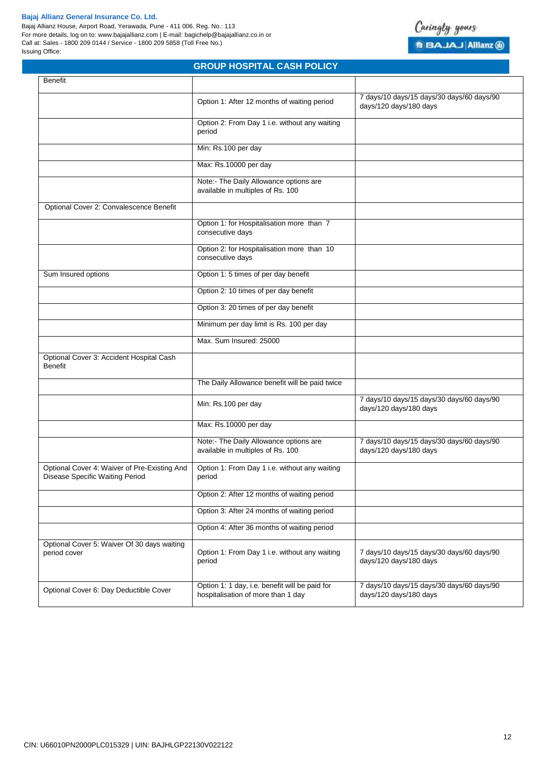## GROUP HOSPITAL CASH POLICY

| Benefit | | |
|---|---|---|
| | Option 1: After 12 months of waiting period | 7 days/10 days/15 days/30 days/60 days/90 days/120 days/180 days |
| | Option 2: From Day 1 i.e. without any waiting period | |
| | Min: Rs.100 per day | |
| | Max: Rs.10000 per day | |
| | Note:- The Daily Allowance options are available in multiples of Rs. 100 | |
| Optional Cover 2: Convalescence Benefit | | |
| | Option 1: for Hospitalisation more than 7 consecutive days | |
| | Option 2: for Hospitalisation more than 10 consecutive days | |
| Sum Insured options | Option 1: 5 times of per day benefit | |
| | Option 2: 10 times of per day benefit | |
| | Option 3: 20 times of per day benefit | |
| | Minimum per day limit is Rs. 100 per day | |
| | Max. Sum Insured: 25000 | |
| Optional Cover 3: Accident Hospital Cash Benefit | | |
| | The Daily Allowance benefit will be paid twice | |
| | Min: Rs.100 per day | 7 days/10 days/15 days/30 days/60 days/90 days/120 days/180 days |
| | Max: Rs.10000 per day | |
| | Note:- The Daily Allowance options are available in multiples of Rs. 100 | 7 days/10 days/15 days/30 days/60 days/90 days/120 days/180 days |
| Optional Cover 4: Waiver of Pre-Existing And Disease Specific Waiting Period | Option 1: From Day 1 i.e. without any waiting period | |
| | Option 2: After 12 months of waiting period | |
| | Option 3: After 24 months of waiting period | |
| | Option 4: After 36 months of waiting period | |
| Optional Cover 5: Waiver Of 30 days waiting period cover | Option 1: From Day 1 i.e. without any waiting period | 7 days/10 days/15 days/30 days/60 days/90 days/120 days/180 days |
| Optional Cover 6: Day Deductible Cover | Option 1: 1 day, i.e. benefit will be paid for hospitalisation of more than 1 day | 7 days/10 days/15 days/30 days/60 days/90 days/120 days/180 days |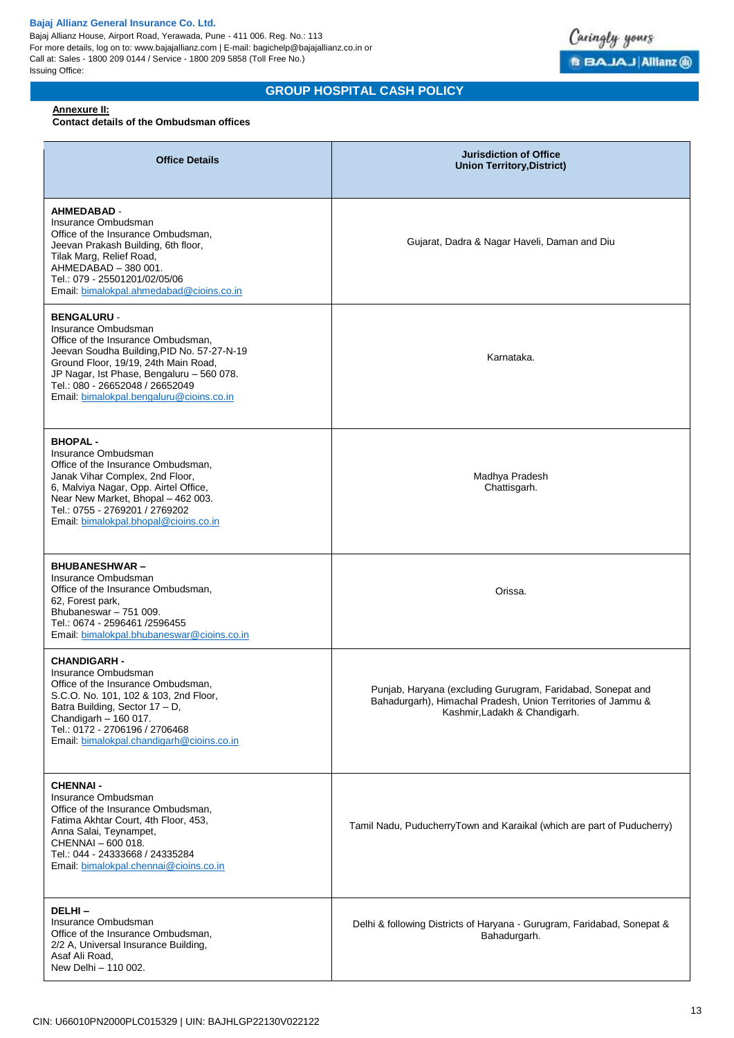**Bajaj Allianz General Insurance Co. Ltd.**
Bajaj Allianz House, Airport Road, Yerawada, Pune - 411 006. Reg. No.: 113
For more details, log on to: www.bajajallianz.com | E-mail: bagichelp@bajajallianz.co.in or
Call at: Sales - 1800 209 0144 / Service - 1800 209 5858 (Toll Free No.)
Issuing Office:

## GROUP HOSPITAL CASH POLICY

**Annexure II:**
**Contact details of the Ombudsman offices**

| Office Details | Jurisdiction of Office Union Territory,District) |
|---|---|
| **AHMEDABAD** - Insurance Ombudsman Office of the Insurance Ombudsman, Jeevan Prakash Building, 6th floor, Tilak Marg, Relief Road, AHMEDABAD – 380 001. Tel.: 079 - 25501201/02/05/06 Email: bimalokpal.ahmedabad@cioins.co.in | Gujarat, Dadra & Nagar Haveli, Daman and Diu |
| **BENGALURU** - Insurance Ombudsman Office of the Insurance Ombudsman, Jeevan Soudha Building,PID No. 57-27-N-19 Ground Floor, 19/19, 24th Main Road, JP Nagar, Ist Phase, Bengaluru – 560 078. Tel.: 080 - 26652048 / 26652049 Email: bimalokpal.bengaluru@cioins.co.in | Karnataka. |
| **BHOPAL** - Insurance Ombudsman Office of the Insurance Ombudsman, Janak Vihar Complex, 2nd Floor, 6, Malviya Nagar, Opp. Airtel Office, Near New Market, Bhopal – 462 003. Tel.: 0755 - 2769201 / 2769202 Email: bimalokpal.bhopal@cioins.co.in | Madhya Pradesh Chattisgarh. |
| **BHUBANESHWAR** – Insurance Ombudsman Office of the Insurance Ombudsman, 62, Forest park, Bhubaneswar – 751 009. Tel.: 0674 - 2596461 /2596455 Email: bimalokpal.bhubaneswar@cioins.co.in | Orissa. |
| **CHANDIGARH** - Insurance Ombudsman Office of the Insurance Ombudsman, S.C.O. No. 101, 102 & 103, 2nd Floor, Batra Building, Sector 17 – D, Chandigarh – 160 017. Tel.: 0172 - 2706196 / 2706468 Email: bimalokpal.chandigarh@cioins.co.in | Punjab, Haryana (excluding Gurugram, Faridabad, Sonepat and Bahadurgarh), Himachal Pradesh, Union Territories of Jammu & Kashmir,Ladakh & Chandigarh. |
| **CHENNAI** - Insurance Ombudsman Office of the Insurance Ombudsman, Fatima Akhtar Court, 4th Floor, 453, Anna Salai, Teynampet, CHENNAI – 600 018. Tel.: 044 - 24333668 / 24335284 Email: bimalokpal.chennai@cioins.co.in | Tamil Nadu, PuducherryTown and Karaikal (which are part of Puducherry) |
| **DELHI** – Insurance Ombudsman Office of the Insurance Ombudsman, 2/2 A, Universal Insurance Building, Asaf Ali Road, New Delhi – 110 002. | Delhi & following Districts of Haryana - Gurugram, Faridabad, Sonepat & Bahadurgarh. |

CIN: U66010PN2000PLC015329 | UIN: BAJHLGP22130V022122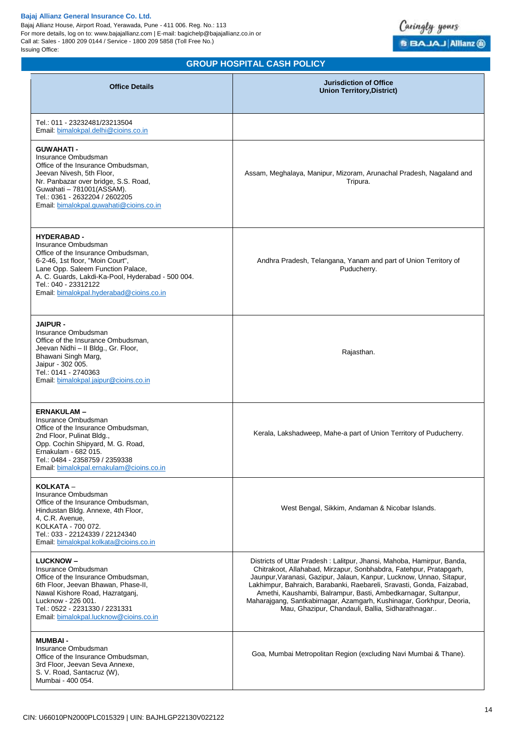## GROUP HOSPITAL CASH POLICY

| Office Details | Jurisdiction of Office Union Territory,District) |
|---|---|
| Tel.: 011 - 23232481/23213504<br>Email: bimalokpal.delhi@cioins.co.in | |
| **GUWAHATI -**<br>Insurance Ombudsman<br>Office of the Insurance Ombudsman,<br>Jeevan Nivesh, 5th Floor,<br>Nr. Panbazar over bridge, S.S. Road,<br>Guwahati – 781001(ASSAM).<br>Tel.: 0361 - 2632204 / 2602205<br>Email: bimalokpal.guwahati@cioins.co.in | Assam, Meghalaya, Manipur, Mizoram, Arunachal Pradesh, Nagaland and Tripura. |
| **HYDERABAD -**<br>Insurance Ombudsman<br>Office of the Insurance Ombudsman,<br>6-2-46, 1st floor, "Moin Court",<br>Lane Opp. Saleem Function Palace,<br>A. C. Guards, Lakdi-Ka-Pool, Hyderabad - 500 004.<br>Tel.: 040 - 23312122<br>Email: bimalokpal.hyderabad@cioins.co.in | Andhra Pradesh, Telangana, Yanam and part of Union Territory of Puducherry. |
| **JAIPUR -**<br>Insurance Ombudsman<br>Office of the Insurance Ombudsman,<br>Jeevan Nidhi – II Bldg., Gr. Floor,<br>Bhawani Singh Marg,<br>Jaipur - 302 005.<br>Tel.: 0141 - 2740363<br>Email: bimalokpal.jaipur@cioins.co.in | Rajasthan. |
| **ERNAKULAM –**<br>Insurance Ombudsman<br>Office of the Insurance Ombudsman,<br>2nd Floor, Pulinat Bldg.,<br>Opp. Cochin Shipyard, M. G. Road,<br>Ernakulam - 682 015.<br>Tel.: 0484 - 2358759 / 2359338<br>Email: bimalokpal.ernakulam@cioins.co.in | Kerala, Lakshadweep, Mahe-a part of Union Territory of Puducherry. |
| **KOLKATA –**<br>Insurance Ombudsman<br>Office of the Insurance Ombudsman,<br>Hindustan Bldg. Annexe, 4th Floor,<br>4, C.R. Avenue,<br>KOLKATA - 700 072.<br>Tel.: 033 - 22124339 / 22124340<br>Email: bimalokpal.kolkata@cioins.co.in | West Bengal, Sikkim, Andaman & Nicobar Islands. |
| **LUCKNOW –**<br>Insurance Ombudsman<br>Office of the Insurance Ombudsman,<br>6th Floor, Jeevan Bhawan, Phase-II,<br>Nawal Kishore Road, Hazratganj,<br>Lucknow - 226 001.<br>Tel.: 0522 - 2231330 / 2231331<br>Email: bimalokpal.lucknow@cioins.co.in | Districts of Uttar Pradesh : Lalitpur, Jhansi, Mahoba, Hamirpur, Banda, Chitrakoot, Allahabad, Mirzapur, Sonbhabdra, Fatehpur, Pratapgarh, Jaunpur,Varanasi, Gazipur, Jalaun, Kanpur, Lucknow, Unnao, Sitapur, Lakhimpur, Bahraich, Barabanki, Raebareli, Sravasti, Gonda, Faizabad, Amethi, Kaushambi, Balrampur, Basti, Ambedkarnagar, Sultanpur, Maharajgang, Santkabirnagar, Azamgarh, Kushinagar, Gorkhpur, Deoria, Mau, Ghazipur, Chandauli, Ballia, Sidharathnagar.. |
| **MUMBAI -**<br>Insurance Ombudsman<br>Office of the Insurance Ombudsman,<br>3rd Floor, Jeevan Seva Annexe,<br>S. V. Road, Santacruz (W),<br>Mumbai - 400 054. | Goa, Mumbai Metropolitan Region (excluding Navi Mumbai & Thane). |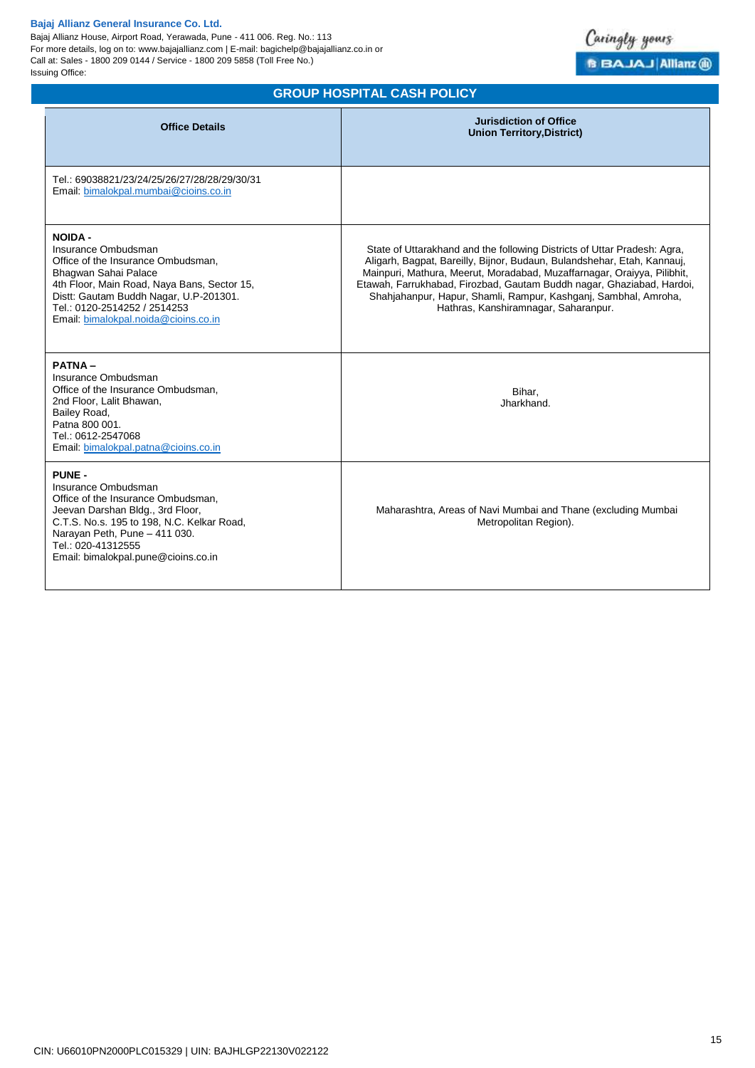## GROUP HOSPITAL CASH POLICY

| Office Details | Jurisdiction of Office Union Territory,District) |
|---|---|
| Tel.: 69038821/23/24/25/26/27/28/28/29/30/31<br>Email: bimalokpal.mumbai@cioins.co.in | |
| **NOIDA -**<br>Insurance Ombudsman<br>Office of the Insurance Ombudsman,<br>Bhagwan Sahai Palace<br>4th Floor, Main Road, Naya Bans, Sector 15,<br>Distt: Gautam Buddh Nagar, U.P-201301.<br>Tel.: 0120-2514252 / 2514253<br>Email: bimalokpal.noida@cioins.co.in | State of Uttarakhand and the following Districts of Uttar Pradesh: Agra, Aligarh, Bagpat, Bareilly, Bijnor, Budaun, Bulandshehar, Etah, Kannauj, Mainpuri, Mathura, Meerut, Moradabad, Muzaffarnagar, Oraiyya, Pilibhit, Etawah, Farrukhabad, Firozbad, Gautam Buddh nagar, Ghaziabad, Hardoi, Shahjahanpur, Hapur, Shamli, Rampur, Kashganj, Sambhal, Amroha, Hathras, Kanshiramnagar, Saharanpur. |
| **PATNA –**<br>Insurance Ombudsman<br>Office of the Insurance Ombudsman,<br>2nd Floor, Lalit Bhawan,<br>Bailey Road,<br>Patna 800 001.<br>Tel.: 0612-2547068<br>Email: bimalokpal.patna@cioins.co.in | Bihar,<br>Jharkhand. |
| **PUNE -**<br>Insurance Ombudsman<br>Office of the Insurance Ombudsman,<br>Jeevan Darshan Bldg., 3rd Floor,<br>C.T.S. No.s. 195 to 198, N.C. Kelkar Road,<br>Narayan Peth, Pune – 411 030.<br>Tel.: 020-41312555<br>Email: bimalokpal.pune@cioins.co.in | Maharashtra, Areas of Navi Mumbai and Thane (excluding Mumbai Metropolitan Region). |